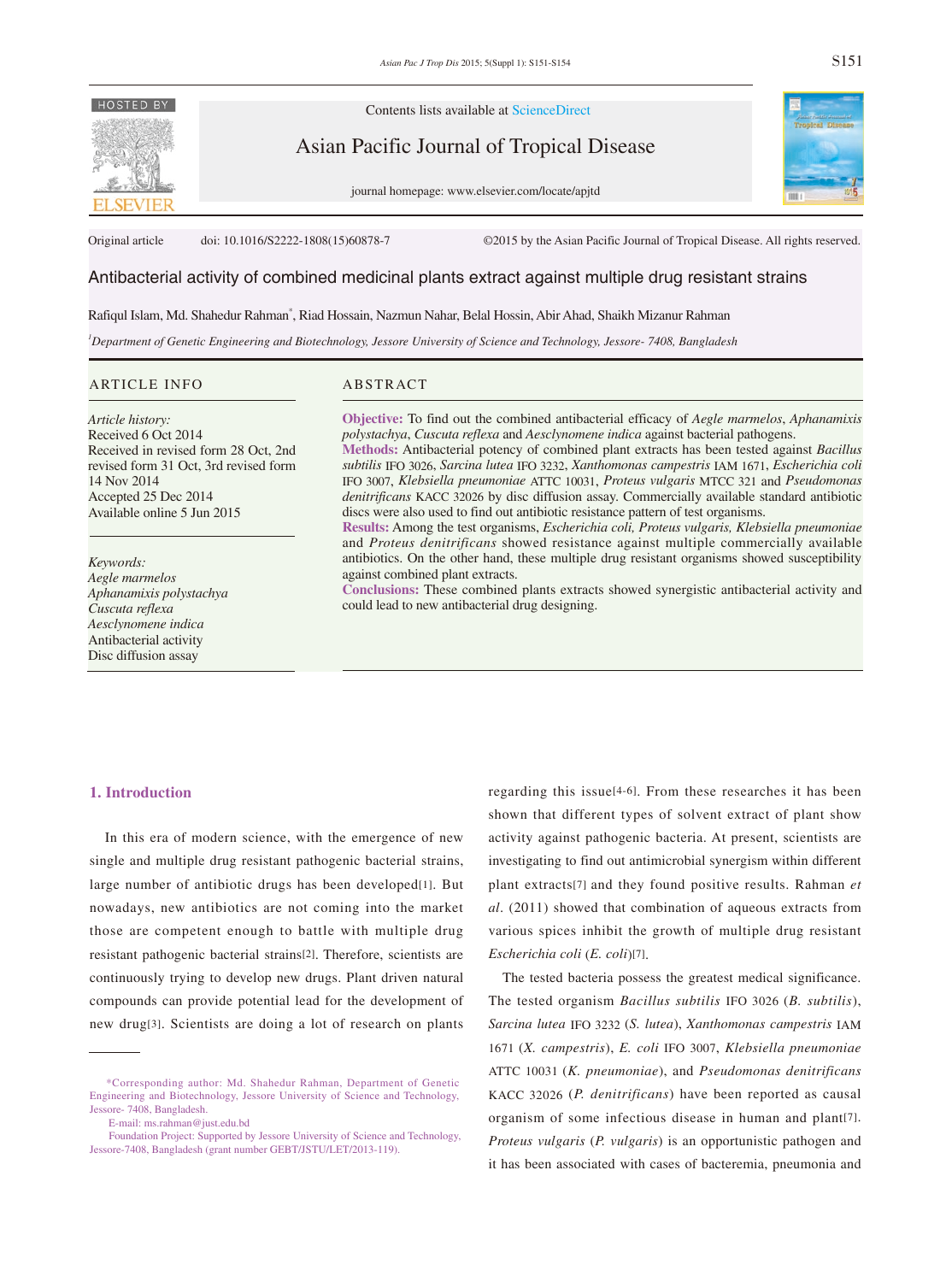Original article doi: 10.1016/S2222-1808(15)60878-7 ©2015 by the Asian Pacific Journal of Tropical Disease. All rights reserved.

# Antibacterial activity of combined medicinal plants extract against multiple drug resistant strains

Rafiqul Islam, Md. Shahedur Rahman*, Riad Hossain, Nazmun Nahar, Belal Hossin, Abir Ahad, Shaikh Mizanur Rahman

[1]*Department of Genetic Engineering and Biotechnology, Jessore University of Science and Technology, Jessore- 7408, Bangladesh*

## ARTICLE INFO

*Article history:*
Received 6 Oct 2014
Received in revised form 28 Oct, 2nd revised form 31 Oct, 3rd revised form 14 Nov 2014
Accepted 25 Dec 2014
Available online 5 Jun 2015

*Keywords:*
*Aegle marmelos*
*Aphanamixis polystachya*
*Cuscuta reflexa*
*Aesclynomene indica*
Antibacterial activity
Disc diffusion assay

## ABSTRACT

**Objective:** To find out the combined antibacterial efficacy of *Aegle marmelos*, *Aphanamixis polystachya*, *Cuscuta reflexa* and *Aesclynomene indica* against bacterial pathogens.

**Methods:** Antibacterial potency of combined plant extracts has been tested against *Bacillus subtilis* IFO 3026, *Sarcina lutea* IFO 3232, *Xanthomonas campestris* IAM 1671, *Escherichia coli* IFO 3007, *Klebsiella pneumoniae* ATTC 10031, *Proteus vulgaris* MTCC 321 and *Pseudomonas denitrificans* KACC 32026 by disc diffusion assay. Commercially available standard antibiotic discs were also used to find out antibiotic resistance pattern of test organisms.

**Results:** Among the test organisms, *Escherichia coli, Proteus vulgaris, Klebsiella pneumoniae* and *Proteus denitrificans* showed resistance against multiple commercially available antibiotics. On the other hand, these multiple drug resistant organisms showed susceptibility against combined plant extracts.

**Conclusions:** These combined plants extracts showed synergistic antibacterial activity and could lead to new antibacterial drug designing.

## 1. Introduction

In this era of modern science, with the emergence of new single and multiple drug resistant pathogenic bacterial strains, large number of antibiotic drugs has been developed[1]. But nowadays, new antibiotics are not coming into the market those are competent enough to battle with multiple drug resistant pathogenic bacterial strains[2]. Therefore, scientists are continuously trying to develop new drugs. Plant driven natural compounds can provide potential lead for the development of new drug[3]. Scientists are doing a lot of research on plants regarding this issue[4-6]. From these researches it has been shown that different types of solvent extract of plant show activity against pathogenic bacteria. At present, scientists are investigating to find out antimicrobial synergism within different plant extracts[7] and they found positive results. Rahman *et al*. (2011) showed that combination of aqueous extracts from various spices inhibit the growth of multiple drug resistant *Escherichia coli* (*E. coli*)[7].

The tested bacteria possess the greatest medical significance. The tested organism *Bacillus subtilis* IFO 3026 (*B. subtilis*), *Sarcina lutea* IFO 3232 (*S. lutea*), *Xanthomonas campestris* IAM 1671 (*X. campestris*), *E. coli* IFO 3007, *Klebsiella pneumoniae* ATTC 10031 (*K. pneumoniae*), and *Pseudomonas denitrificans* KACC 32026 (*P. denitrificans*) have been reported as causal organism of some infectious disease in human and plant[7]. *Proteus vulgaris* (*P. vulgaris*) is an opportunistic pathogen and it has been associated with cases of bacteremia, pneumonia and

*Corresponding author: Md. Shahedur Rahman, Department of Genetic Engineering and Biotechnology, Jessore University of Science and Technology, Jessore- 7408, Bangladesh.

E-mail: ms.rahman@just.edu.bd

Foundation Project: Supported by Jessore University of Science and Technology, Jessore-7408, Bangladesh (grant number GEBT/JSTU/LET/2013-119).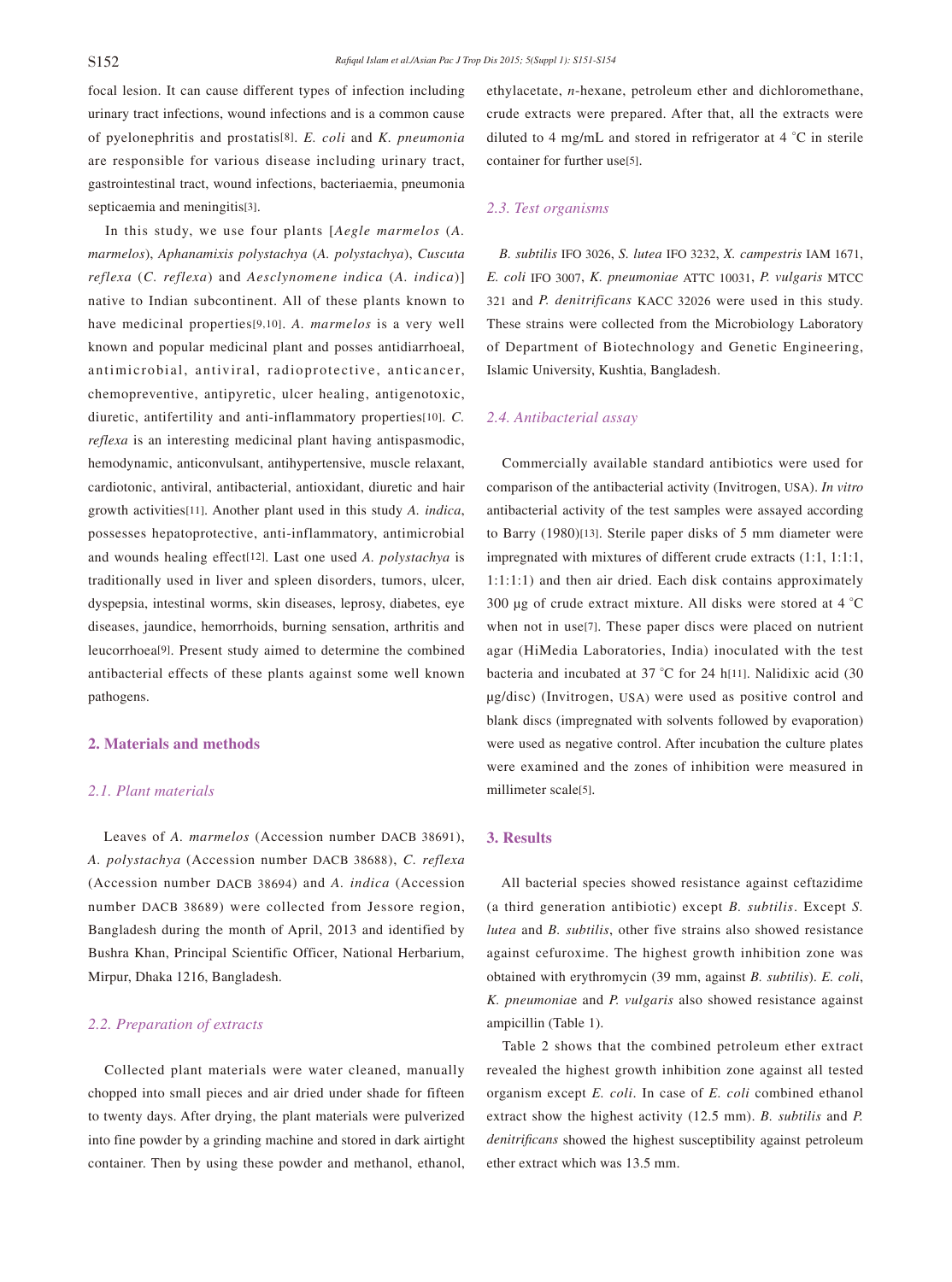focal lesion. It can cause different types of infection including urinary tract infections, wound infections and is a common cause of pyelonephritis and prostatis[8]. *E. coli* and *K. pneumonia* are responsible for various disease including urinary tract, gastrointestinal tract, wound infections, bacteriaemia, pneumonia septicaemia and meningitis[3].

In this study, we use four plants [*Aegle marmelos* (*A. marmelos*), *Aphanamixis polystachya* (*A. polystachya*), *Cuscuta reflexa* (*C. reflexa*) and *Aesclynomene indica* (*A. indica*)] native to Indian subcontinent. All of these plants known to have medicinal properties[9,10]. *A. marmelos* is a very well known and popular medicinal plant and posses antidiarrhoeal, antimicrobial, antiviral, radioprotective, anticancer, chemopreventive, antipyretic, ulcer healing, antigenotoxic, diuretic, antifertility and anti-inflammatory properties[10]. *C. reflexa* is an interesting medicinal plant having antispasmodic, hemodynamic, anticonvulsant, antihypertensive, muscle relaxant, cardiotonic, antiviral, antibacterial, antioxidant, diuretic and hair growth activities[11]. Another plant used in this study *A. indica*, possesses hepatoprotective, anti-inflammatory, antimicrobial and wounds healing effect[12]. Last one used *A. polystachya* is traditionally used in liver and spleen disorders, tumors, ulcer, dyspepsia, intestinal worms, skin diseases, leprosy, diabetes, eye diseases, jaundice, hemorrhoids, burning sensation, arthritis and leucorrhoea[9]. Present study aimed to determine the combined antibacterial effects of these plants against some well known pathogens.

## 2. Materials and methods

### 2.1. Plant materials

Leaves of *A. marmelos* (Accession number DACB 38691), *A. polystachya* (Accession number DACB 38688), *C. reflexa* (Accession number DACB 38694) and *A. indica* (Accession number DACB 38689) were collected from Jessore region, Bangladesh during the month of April, 2013 and identified by Bushra Khan, Principal Scientific Officer, National Herbarium, Mirpur, Dhaka 1216, Bangladesh.

### 2.2. Preparation of extracts

Collected plant materials were water cleaned, manually chopped into small pieces and air dried under shade for fifteen to twenty days. After drying, the plant materials were pulverized into fine powder by a grinding machine and stored in dark airtight container. Then by using these powder and methanol, ethanol, ethylacetate, *n*-hexane, petroleum ether and dichloromethane, crude extracts were prepared. After that, all the extracts were diluted to 4 mg/mL and stored in refrigerator at 4 °C in sterile container for further use[5].

### 2.3. Test organisms

*B. subtilis* IFO 3026, *S. lutea* IFO 3232, *X. campestris* IAM 1671, *E. coli* IFO 3007, *K. pneumoniae* ATTC 10031, *P. vulgaris* MTCC 321 and *P. denitrificans* KACC 32026 were used in this study. These strains were collected from the Microbiology Laboratory of Department of Biotechnology and Genetic Engineering, Islamic University, Kushtia, Bangladesh.

### 2.4. Antibacterial assay

Commercially available standard antibiotics were used for comparison of the antibacterial activity (Invitrogen, USA). *In vitro* antibacterial activity of the test samples were assayed according to Barry (1980)[13]. Sterile paper disks of 5 mm diameter were impregnated with mixtures of different crude extracts (1:1, 1:1:1, 1:1:1:1) and then air dried. Each disk contains approximately 300 µg of crude extract mixture. All disks were stored at 4 °C when not in use[7]. These paper discs were placed on nutrient agar (HiMedia Laboratories, India) inoculated with the test bacteria and incubated at 37 °C for 24 h[11]. Nalidixic acid (30 µg/disc) (Invitrogen, USA) were used as positive control and blank discs (impregnated with solvents followed by evaporation) were used as negative control. After incubation the culture plates were examined and the zones of inhibition were measured in millimeter scale[5].

## 3. Results

All bacterial species showed resistance against ceftazidime (a third generation antibiotic) except *B. subtilis*. Except *S. lutea* and *B. subtilis*, other five strains also showed resistance against cefuroxime. The highest growth inhibition zone was obtained with erythromycin (39 mm, against *B. subtilis*). *E. coli*, *K. pneumoniae* and *P. vulgaris* also showed resistance against ampicillin (Table 1).

Table 2 shows that the combined petroleum ether extract revealed the highest growth inhibition zone against all tested organism except *E. coli*. In case of *E. coli* combined ethanol extract show the highest activity (12.5 mm). *B. subtilis* and *P. denitrificans* showed the highest susceptibility against petroleum ether extract which was 13.5 mm.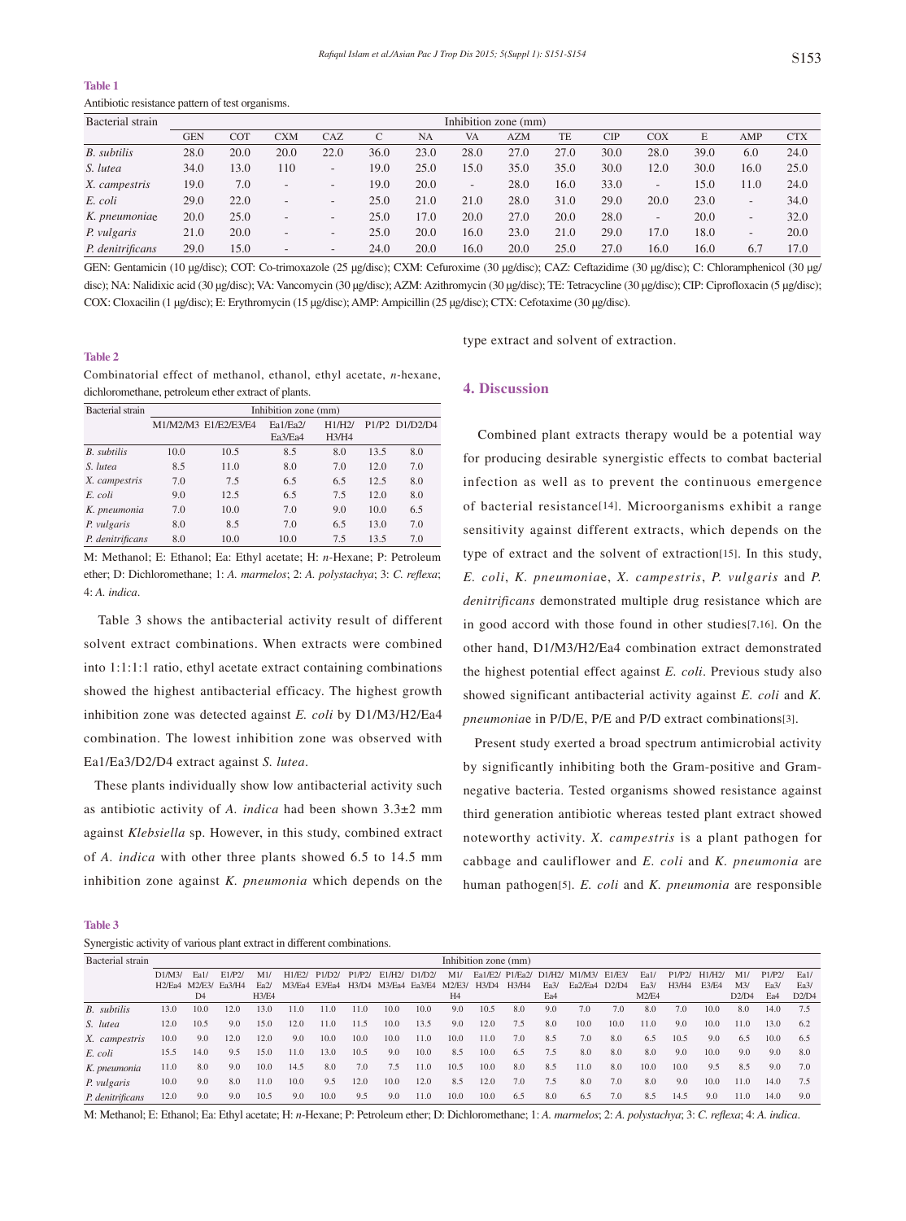**Table 1**

Antibiotic resistance pattern of test organisms.

| Bacterial strain | Inhibition zone (mm) | | | | | | | | | | | | | |
|---|---|---|---|---|---|---|---|---|---|---|---|---|---|---|
| | GEN | COT | CXM | CAZ | C | NA | VA | AZM | TE | CIP | COX | E | AMP | CTX |
| *B. subtilis* | 28.0 | 20.0 | 20.0 | 22.0 | 36.0 | 23.0 | 28.0 | 27.0 | 27.0 | 30.0 | 28.0 | 39.0 | 6.0 | 24.0 |
| *S. lutea* | 34.0 | 13.0 | 110 | - | 19.0 | 25.0 | 15.0 | 35.0 | 35.0 | 30.0 | 12.0 | 30.0 | 16.0 | 25.0 |
| *X. campestris* | 19.0 | 7.0 | - | - | 19.0 | 20.0 | - | 28.0 | 16.0 | 33.0 | - | 15.0 | 11.0 | 24.0 |
| *E. coli* | 29.0 | 22.0 | - | - | 25.0 | 21.0 | 21.0 | 28.0 | 31.0 | 29.0 | 20.0 | 23.0 | - | 34.0 |
| *K. pneumoniae* | 20.0 | 25.0 | - | - | 25.0 | 17.0 | 20.0 | 27.0 | 20.0 | 28.0 | - | 20.0 | - | 32.0 |
| *P. vulgaris* | 21.0 | 20.0 | - | - | 25.0 | 20.0 | 16.0 | 23.0 | 21.0 | 29.0 | 17.0 | 18.0 | - | 20.0 |
| *P. denitrificans* | 29.0 | 15.0 | - | - | 24.0 | 20.0 | 16.0 | 20.0 | 25.0 | 27.0 | 16.0 | 16.0 | 6.7 | 17.0 |

GEN: Gentamicin (10 μg/disc); COT: Co-trimoxazole (25 μg/disc); CXM: Cefuroxime (30 μg/disc); CAZ: Ceftazidime (30 μg/disc); C: Chloramphenicol (30 μg/disc); NA: Nalidixic acid (30 μg/disc); VA: Vancomycin (30 μg/disc); AZM: Azithromycin (30 μg/disc); TE: Tetracycline (30 μg/disc); CIP: Ciprofloxacin (5 μg/disc); COX: Cloxacilin (1 μg/disc); E: Erythromycin (15 μg/disc); AMP: Ampicillin (25 μg/disc); CTX: Cefotaxime (30 μg/disc).

**Table 2**

Combinatorial effect of methanol, ethanol, ethyl acetate, *n*-hexane, dichloromethane, petroleum ether extract of plants.

| Bacterial strain | Inhibition zone (mm) | | | | |
|---|---|---|---|---|---|
| | M1/M2/M3 | E1/E2/E3/E4 | Ea1/Ea2/Ea3/Ea4 | H1/H2/H3/H4 | P1/P2 D1/D2/D4 |
| *B. subtilis* | 10.0 | 10.5 | 8.5 | 8.0 | 13.5 | 8.0 |
| *S. lutea* | 8.5 | 11.0 | 8.0 | 7.0 | 12.0 | 7.0 |
| *X. campestris* | 7.0 | 7.5 | 6.5 | 6.5 | 12.5 | 8.0 |
| *E. coli* | 9.0 | 12.5 | 6.5 | 7.5 | 12.0 | 8.0 |
| *K. pneumonia* | 7.0 | 10.0 | 7.0 | 9.0 | 10.0 | 6.5 |
| *P. vulgaris* | 8.0 | 8.5 | 7.0 | 6.5 | 13.0 | 7.0 |
| *P. denitrificans* | 8.0 | 10.0 | 10.0 | 7.5 | 13.5 | 7.0 |

M: Methanol; E: Ethanol; Ea: Ethyl acetate; H: *n*-Hexane; P: Petroleum ether; D: Dichloromethane; 1: *A. marmelos*; 2: *A. polystachya*; 3: *C. reflexa*; 4: *A. indica*.

Table 3 shows the antibacterial activity result of different solvent extract combinations. When extracts were combined into 1:1:1:1 ratio, ethyl acetate extract containing combinations showed the highest antibacterial efficacy. The highest growth inhibition zone was detected against *E. coli* by D1/M3/H2/Ea4 combination. The lowest inhibition zone was observed with Ea1/Ea3/D2/D4 extract against *S. lutea*.

These plants individually show low antibacterial activity such as antibiotic activity of *A. indica* had been shown 3.3±2 mm against *Klebsiella* sp. However, in this study, combined extract of *A. indica* with other three plants showed 6.5 to 14.5 mm inhibition zone against *K. pneumonia* which depends on the type extract and solvent of extraction.

## 4. Discussion

Combined plant extracts therapy would be a potential way for producing desirable synergistic effects to combat bacterial infection as well as to prevent the continuous emergence of bacterial resistance[14]. Microorganisms exhibit a range sensitivity against different extracts, which depends on the type of extract and the solvent of extraction[15]. In this study, *E. coli*, *K. pneumoniae*, *X. campestris*, *P. vulgaris* and *P. denitrificans* demonstrated multiple drug resistance which are in good accord with those found in other studies[7,16]. On the other hand, D1/M3/H2/Ea4 combination extract demonstrated the highest potential effect against *E. coli*. Previous study also showed significant antibacterial activity against *E. coli* and *K. pneumoniae* in P/D/E, P/E and P/D extract combinations[3].

Present study exerted a broad spectrum antimicrobial activity by significantly inhibiting both the Gram-positive and Gram-negative bacteria. Tested organisms showed resistance against third generation antibiotic whereas tested plant extract showed noteworthy activity. *X. campestris* is a plant pathogen for cabbage and cauliflower and *E. coli* and *K. pneumonia* are human pathogen[5]. *E. coli* and *K. pneumonia* are responsible

**Table 3**

Synergistic activity of various plant extract in different combinations.

| Bacterial strain | Inhibition zone (mm) | | | | | | | | | | | | | | | | | | | | |
|---|---|---|---|---|---|---|---|---|---|---|---|---|---|---|---|---|---|---|---|---|---|
| | D1/M3/H2/Ea4 | Ea1/M2/E3/D4 | E1/P2/Ea3/H4 | M1/Ea2/H3/E4 | H1/E2/M3/Ea4 | P1/D2/E3/Ea4 | P1/P2/H3/D4 | E1/H2/M3/Ea4 | D1/D2/Ea3/E4 | M1/M2/E3/H4 | Ea1/E2/H3/D4 | P1/Ea2/H3/H4 | D1/H2/Ea3/Ea4 | M1/M3/Ea2/Ea4 | E1/E3/D2/D4 | Ea1/Ea3/M2/E4 | P1/P2/H3/H4 | H1/H2/E3/E4 | M1/M3/D2/D4 | P1/P2/Ea3/Ea4 | Ea1/Ea3/D2/D4 |
| *B. subtilis* | 13.0 | 10.0 | 12.0 | 13.0 | 11.0 | 11.0 | 11.0 | 10.0 | 10.0 | 9.0 | 10.5 | 8.0 | 9.0 | 7.0 | 7.0 | 8.0 | 7.0 | 10.0 | 8.0 | 14.0 | 7.5 |
| *S. lutea* | 12.0 | 10.5 | 9.0 | 15.0 | 12.0 | 11.0 | 11.5 | 10.0 | 13.5 | 9.0 | 12.0 | 7.5 | 8.0 | 10.0 | 10.0 | 11.0 | 9.0 | 10.0 | 11.0 | 13.0 | 6.2 |
| *X. campestris* | 10.0 | 9.0 | 12.0 | 12.0 | 9.0 | 10.0 | 10.0 | 10.0 | 11.0 | 10.0 | 11.0 | 7.0 | 8.5 | 7.0 | 8.0 | 6.5 | 10.5 | 9.0 | 6.5 | 10.0 | 6.5 |
| *E. coli* | 15.5 | 14.0 | 9.5 | 15.0 | 11.0 | 13.0 | 10.5 | 9.0 | 10.0 | 8.5 | 10.0 | 6.5 | 7.5 | 8.0 | 8.0 | 8.0 | 9.0 | 10.0 | 9.0 | 9.0 | 8.0 |
| *K. pneumonia* | 11.0 | 8.0 | 9.0 | 10.0 | 14.5 | 8.0 | 7.0 | 7.5 | 11.0 | 10.5 | 10.0 | 8.0 | 8.5 | 11.0 | 8.0 | 10.0 | 10.0 | 9.5 | 8.5 | 9.0 | 7.0 |
| *P. vulgaris* | 10.0 | 9.0 | 8.0 | 11.0 | 10.0 | 9.5 | 12.0 | 10.0 | 12.0 | 8.5 | 12.0 | 7.0 | 7.5 | 8.0 | 7.0 | 8.0 | 9.0 | 10.0 | 11.0 | 14.0 | 7.5 |
| *P. denitrificans* | 12.0 | 9.0 | 9.0 | 10.5 | 9.0 | 10.0 | 9.5 | 9.0 | 11.0 | 10.0 | 10.0 | 6.5 | 8.0 | 6.5 | 7.0 | 8.5 | 14.5 | 9.0 | 11.0 | 14.0 | 9.0 |

M: Methanol; E: Ethanol; Ea: Ethyl acetate; H: *n*-Hexane; P: Petroleum ether; D: Dichloromethane; 1: *A. marmelos*; 2: *A. polystachya*; 3: *C. reflexa*; 4: *A. indica*.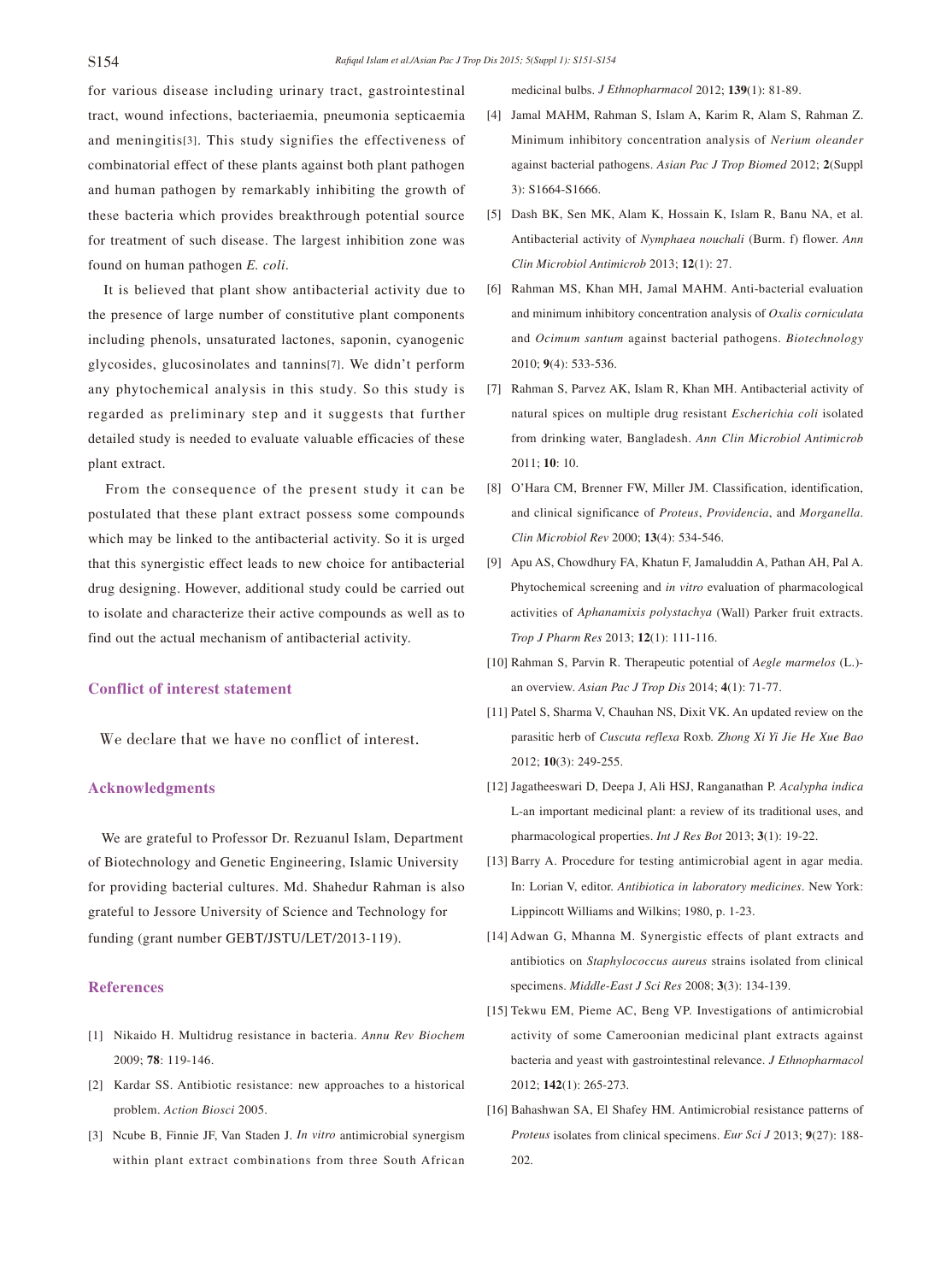for various disease including urinary tract, gastrointestinal tract, wound infections, bacteriaemia, pneumonia septicaemia and meningitis[3]. This study signifies the effectiveness of combinatorial effect of these plants against both plant pathogen and human pathogen by remarkably inhibiting the growth of these bacteria which provides breakthrough potential source for treatment of such disease. The largest inhibition zone was found on human pathogen *E. coli*.

It is believed that plant show antibacterial activity due to the presence of large number of constitutive plant components including phenols, unsaturated lactones, saponin, cyanogenic glycosides, glucosinolates and tannins[7]. We didn't perform any phytochemical analysis in this study. So this study is regarded as preliminary step and it suggests that further detailed study is needed to evaluate valuable efficacies of these plant extract.

From the consequence of the present study it can be postulated that these plant extract possess some compounds which may be linked to the antibacterial activity. So it is urged that this synergistic effect leads to new choice for antibacterial drug designing. However, additional study could be carried out to isolate and characterize their active compounds as well as to find out the actual mechanism of antibacterial activity.

## Conflict of interest statement

We declare that we have no conflict of interest.

## Acknowledgments

We are grateful to Professor Dr. Rezuanul Islam, Department of Biotechnology and Genetic Engineering, Islamic University for providing bacterial cultures. Md. Shahedur Rahman is also grateful to Jessore University of Science and Technology for funding (grant number GEBT/JSTU/LET/2013-119).

## References

[1] Nikaido H. Multidrug resistance in bacteria. *Annu Rev Biochem* 2009; **78**: 119-146.

[2] Kardar SS. Antibiotic resistance: new approaches to a historical problem. *Action Biosci* 2005.

[3] Ncube B, Finnie JF, Van Staden J. *In vitro* antimicrobial synergism within plant extract combinations from three South African medicinal bulbs. *J Ethnopharmacol* 2012; **139**(1): 81-89.

[4] Jamal MAHM, Rahman S, Islam A, Karim R, Alam S, Rahman Z. Minimum inhibitory concentration analysis of *Nerium oleander* against bacterial pathogens. *Asian Pac J Trop Biomed* 2012; **2**(Suppl 3): S1664-S1666.

[5] Dash BK, Sen MK, Alam K, Hossain K, Islam R, Banu NA, et al. Antibacterial activity of *Nymphaea nouchali* (Burm. f) flower. *Ann Clin Microbiol Antimicrob* 2013; **12**(1): 27.

[6] Rahman MS, Khan MH, Jamal MAHM. Anti-bacterial evaluation and minimum inhibitory concentration analysis of *Oxalis corniculata* and *Ocimum santum* against bacterial pathogens. *Biotechnology* 2010; **9**(4): 533-536.

[7] Rahman S, Parvez AK, Islam R, Khan MH. Antibacterial activity of natural spices on multiple drug resistant *Escherichia coli* isolated from drinking water, Bangladesh. *Ann Clin Microbiol Antimicrob* 2011; **10**: 10.

[8] O'Hara CM, Brenner FW, Miller JM. Classification, identification, and clinical significance of *Proteus*, *Providencia*, and *Morganella*. *Clin Microbiol Rev* 2000; **13**(4): 534-546.

[9] Apu AS, Chowdhury FA, Khatun F, Jamaluddin A, Pathan AH, Pal A. Phytochemical screening and *in vitro* evaluation of pharmacological activities of *Aphanamixis polystachya* (Wall) Parker fruit extracts. *Trop J Pharm Res* 2013; **12**(1): 111-116.

[10] Rahman S, Parvin R. Therapeutic potential of *Aegle marmelos* (L.)-an overview. *Asian Pac J Trop Dis* 2014; **4**(1): 71-77.

[11] Patel S, Sharma V, Chauhan NS, Dixit VK. An updated review on the parasitic herb of *Cuscuta reflexa* Roxb. *Zhong Xi Yi Jie He Xue Bao* 2012; **10**(3): 249-255.

[12] Jagatheeswari D, Deepa J, Ali HSJ, Ranganathan P. *Acalypha indica* L-an important medicinal plant: a review of its traditional uses, and pharmacological properties. *Int J Res Bot* 2013; **3**(1): 19-22.

[13] Barry A. Procedure for testing antimicrobial agent in agar media. In: Lorian V, editor. *Antibiotica in laboratory medicines*. New York: Lippincott Williams and Wilkins; 1980, p. 1-23.

[14] Adwan G, Mhanna M. Synergistic effects of plant extracts and antibiotics on *Staphylococcus aureus* strains isolated from clinical specimens. *Middle-East J Sci Res* 2008; **3**(3): 134-139.

[15] Tekwu EM, Pieme AC, Beng VP. Investigations of antimicrobial activity of some Cameroonian medicinal plant extracts against bacteria and yeast with gastrointestinal relevance. *J Ethnopharmacol* 2012; **142**(1): 265-273.

[16] Bahashwan SA, El Shafey HM. Antimicrobial resistance patterns of *Proteus* isolates from clinical specimens. *Eur Sci J* 2013; **9**(27): 188-202.